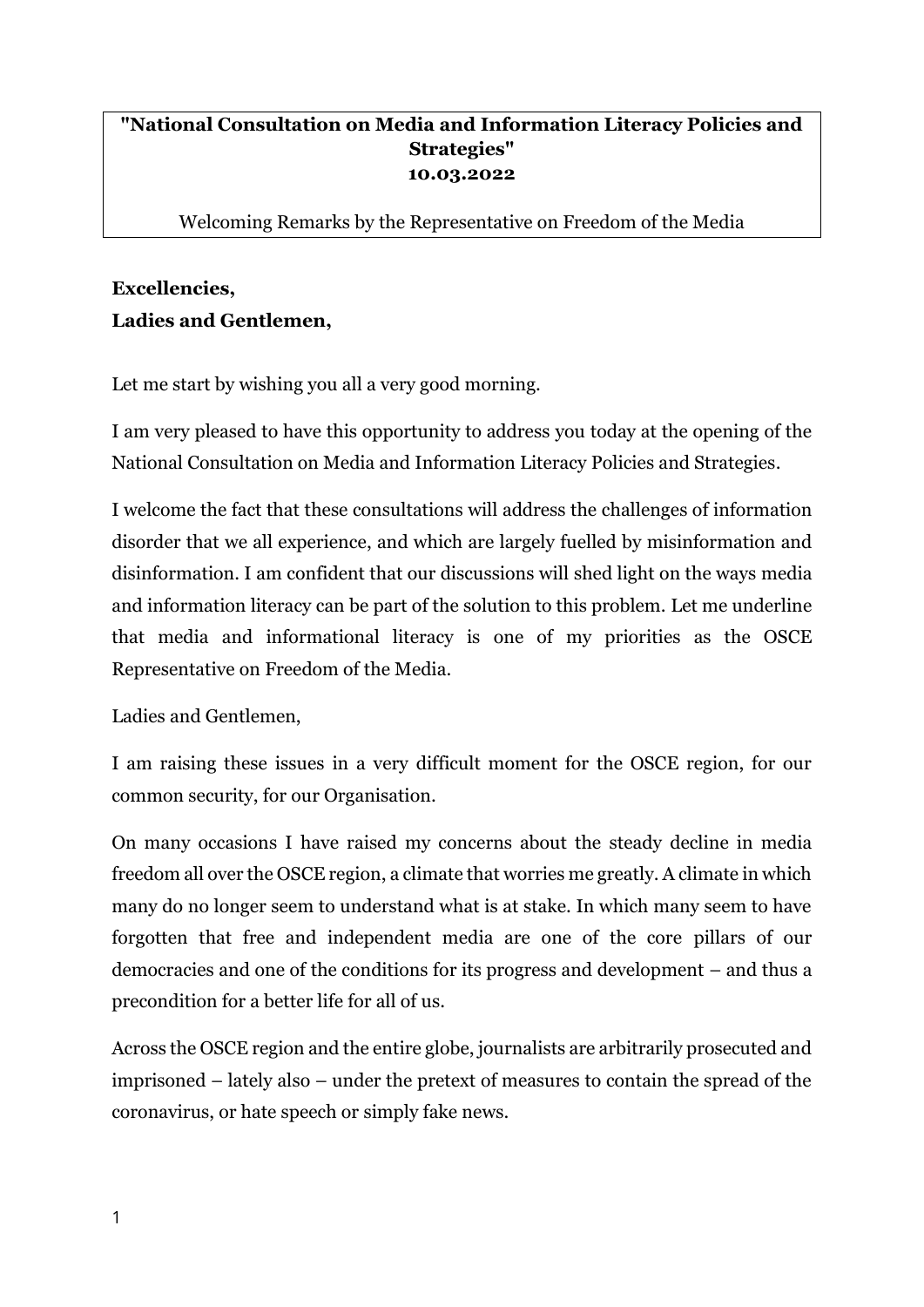**"National Consultation on Media and Information Literacy Policies and Strategies"**
**10.03.2022**

Welcoming Remarks by the Representative on Freedom of the Media

**Excellencies,**
**Ladies and Gentlemen,**

Let me start by wishing you all a very good morning.

I am very pleased to have this opportunity to address you today at the opening of the National Consultation on Media and Information Literacy Policies and Strategies.

I welcome the fact that these consultations will address the challenges of information disorder that we all experience, and which are largely fuelled by misinformation and disinformation. I am confident that our discussions will shed light on the ways media and information literacy can be part of the solution to this problem. Let me underline that media and informational literacy is one of my priorities as the OSCE Representative on Freedom of the Media.

Ladies and Gentlemen,

I am raising these issues in a very difficult moment for the OSCE region, for our common security, for our Organisation.

On many occasions I have raised my concerns about the steady decline in media freedom all over the OSCE region, a climate that worries me greatly. A climate in which many do no longer seem to understand what is at stake. In which many seem to have forgotten that free and independent media are one of the core pillars of our democracies and one of the conditions for its progress and development – and thus a precondition for a better life for all of us.

Across the OSCE region and the entire globe, journalists are arbitrarily prosecuted and imprisoned – lately also – under the pretext of measures to contain the spread of the coronavirus, or hate speech or simply fake news.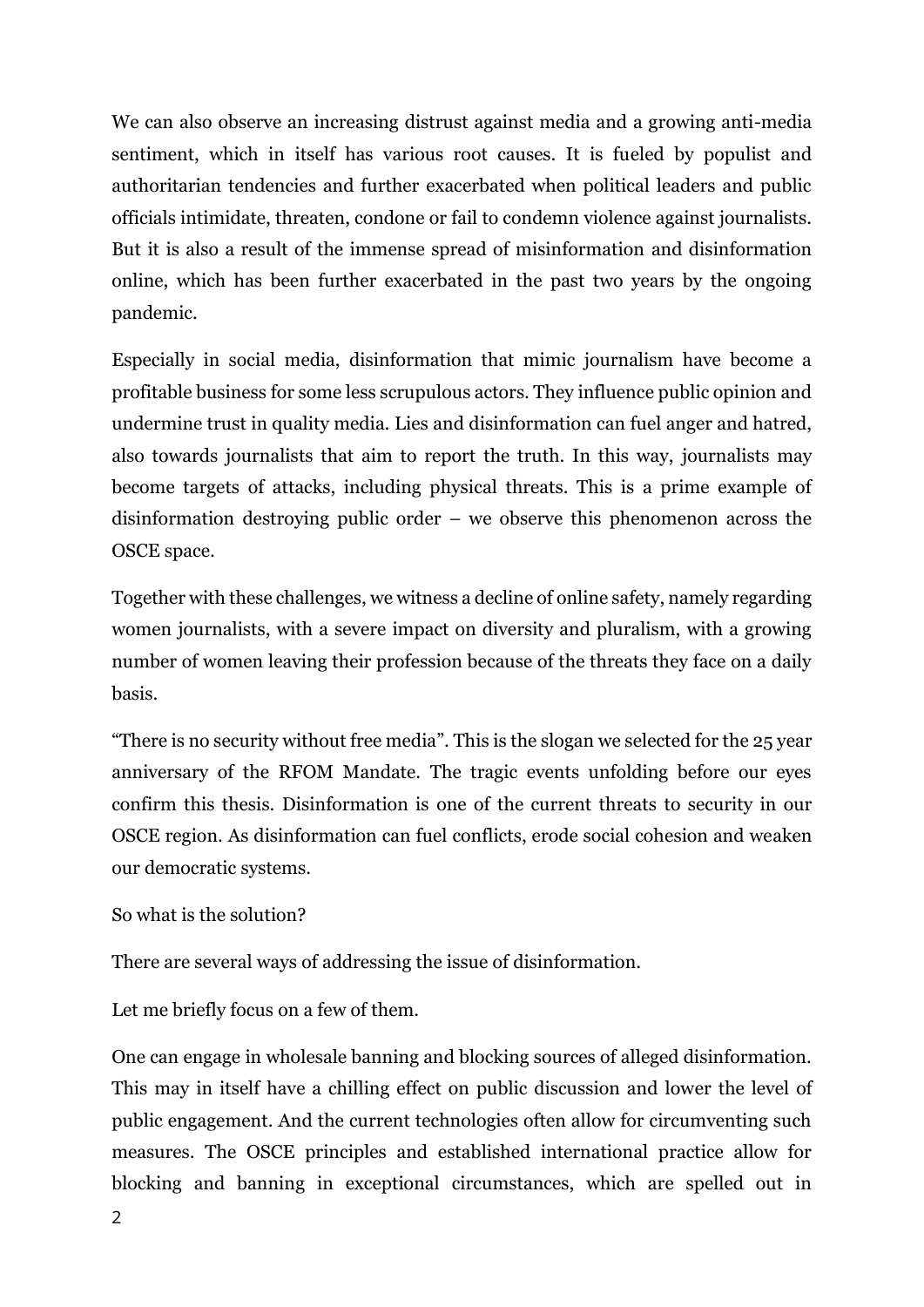We can also observe an increasing distrust against media and a growing anti-media sentiment, which in itself has various root causes. It is fueled by populist and authoritarian tendencies and further exacerbated when political leaders and public officials intimidate, threaten, condone or fail to condemn violence against journalists. But it is also a result of the immense spread of misinformation and disinformation online, which has been further exacerbated in the past two years by the ongoing pandemic.

Especially in social media, disinformation that mimic journalism have become a profitable business for some less scrupulous actors. They influence public opinion and undermine trust in quality media. Lies and disinformation can fuel anger and hatred, also towards journalists that aim to report the truth. In this way, journalists may become targets of attacks, including physical threats. This is a prime example of disinformation destroying public order – we observe this phenomenon across the OSCE space.

Together with these challenges, we witness a decline of online safety, namely regarding women journalists, with a severe impact on diversity and pluralism, with a growing number of women leaving their profession because of the threats they face on a daily basis.

"There is no security without free media". This is the slogan we selected for the 25 year anniversary of the RFOM Mandate. The tragic events unfolding before our eyes confirm this thesis. Disinformation is one of the current threats to security in our OSCE region. As disinformation can fuel conflicts, erode social cohesion and weaken our democratic systems.

So what is the solution?

There are several ways of addressing the issue of disinformation.

Let me briefly focus on a few of them.

One can engage in wholesale banning and blocking sources of alleged disinformation. This may in itself have a chilling effect on public discussion and lower the level of public engagement. And the current technologies often allow for circumventing such measures. The OSCE principles and established international practice allow for blocking and banning in exceptional circumstances, which are spelled out in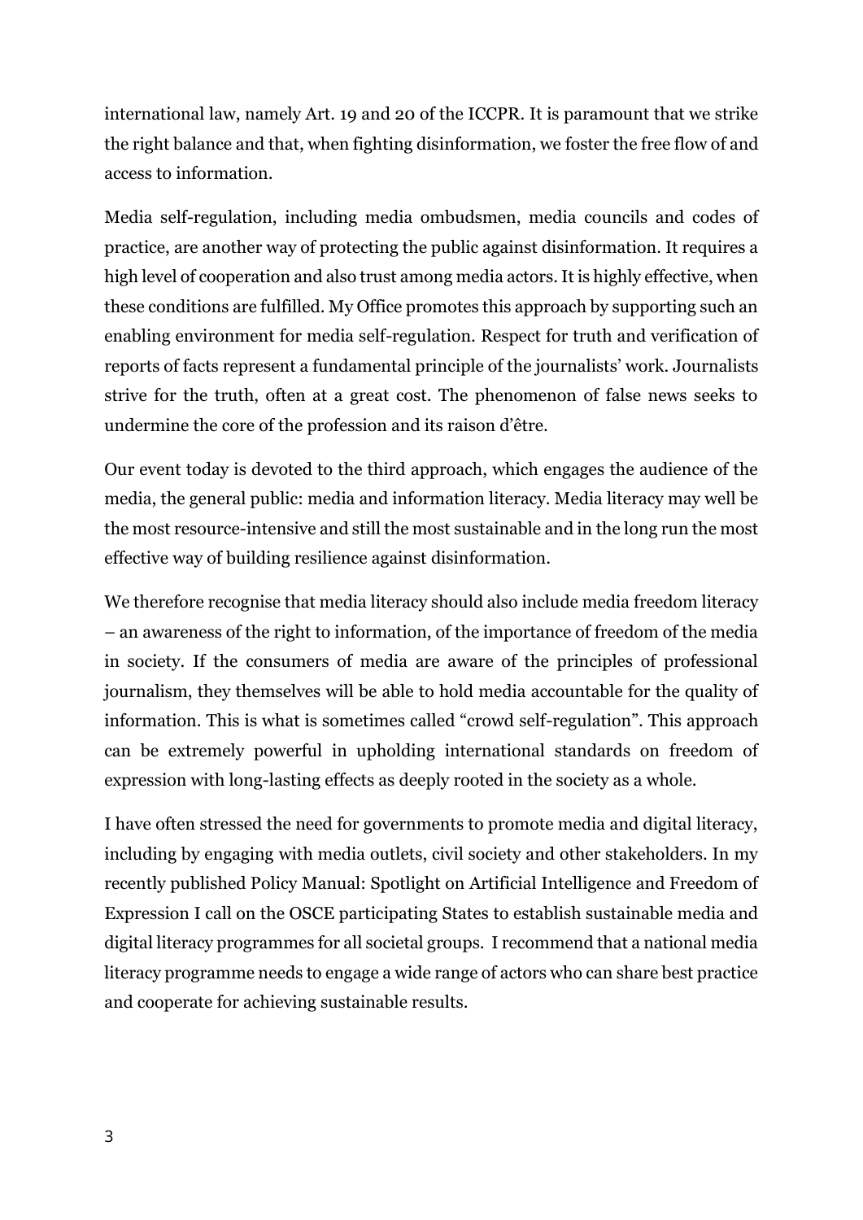international law, namely Art. 19 and 20 of the ICCPR. It is paramount that we strike the right balance and that, when fighting disinformation, we foster the free flow of and access to information.

Media self-regulation, including media ombudsmen, media councils and codes of practice, are another way of protecting the public against disinformation. It requires a high level of cooperation and also trust among media actors. It is highly effective, when these conditions are fulfilled. My Office promotes this approach by supporting such an enabling environment for media self-regulation. Respect for truth and verification of reports of facts represent a fundamental principle of the journalists' work. Journalists strive for the truth, often at a great cost. The phenomenon of false news seeks to undermine the core of the profession and its raison d'être.

Our event today is devoted to the third approach, which engages the audience of the media, the general public: media and information literacy. Media literacy may well be the most resource-intensive and still the most sustainable and in the long run the most effective way of building resilience against disinformation.

We therefore recognise that media literacy should also include media freedom literacy – an awareness of the right to information, of the importance of freedom of the media in society. If the consumers of media are aware of the principles of professional journalism, they themselves will be able to hold media accountable for the quality of information. This is what is sometimes called "crowd self-regulation". This approach can be extremely powerful in upholding international standards on freedom of expression with long-lasting effects as deeply rooted in the society as a whole.

I have often stressed the need for governments to promote media and digital literacy, including by engaging with media outlets, civil society and other stakeholders. In my recently published Policy Manual: Spotlight on Artificial Intelligence and Freedom of Expression I call on the OSCE participating States to establish sustainable media and digital literacy programmes for all societal groups. I recommend that a national media literacy programme needs to engage a wide range of actors who can share best practice and cooperate for achieving sustainable results.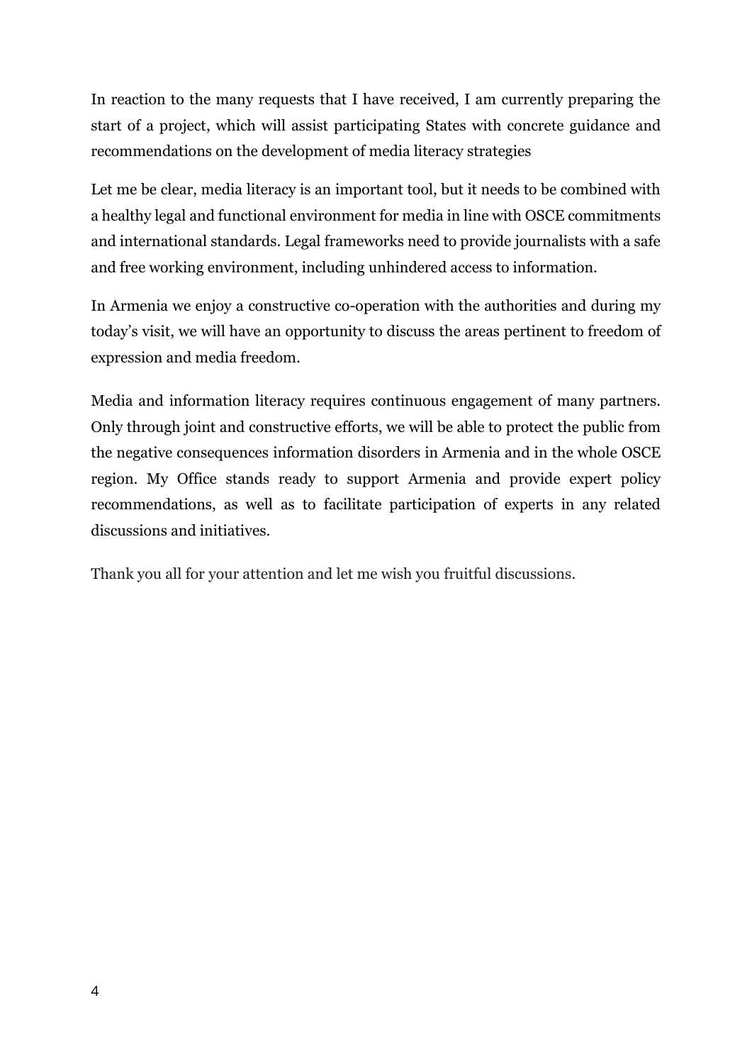In reaction to the many requests that I have received, I am currently preparing the start of a project, which will assist participating States with concrete guidance and recommendations on the development of media literacy strategies

Let me be clear, media literacy is an important tool, but it needs to be combined with a healthy legal and functional environment for media in line with OSCE commitments and international standards. Legal frameworks need to provide journalists with a safe and free working environment, including unhindered access to information.

In Armenia we enjoy a constructive co-operation with the authorities and during my today's visit, we will have an opportunity to discuss the areas pertinent to freedom of expression and media freedom.

Media and information literacy requires continuous engagement of many partners. Only through joint and constructive efforts, we will be able to protect the public from the negative consequences information disorders in Armenia and in the whole OSCE region. My Office stands ready to support Armenia and provide expert policy recommendations, as well as to facilitate participation of experts in any related discussions and initiatives.

Thank you all for your attention and let me wish you fruitful discussions.